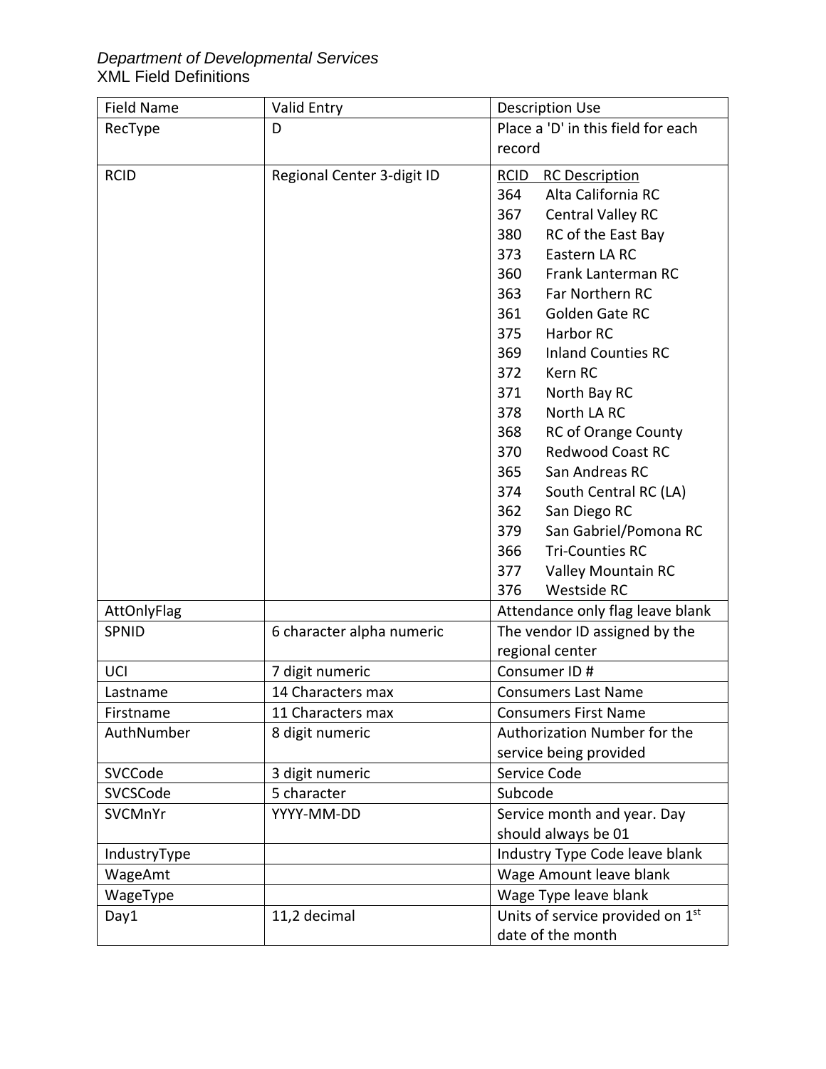*Department of Developmental Services*
XML Field Definitions

| Field Name | Valid Entry | Description Use |
|---|---|---|
| RecType | D | Place a 'D' in this field for each record |
| RCID | Regional Center 3-digit ID | RCID RC Description<br>364 Alta California RC<br>367 Central Valley RC<br>380 RC of the East Bay<br>373 Eastern LA RC<br>360 Frank Lanterman RC<br>363 Far Northern RC<br>361 Golden Gate RC<br>375 Harbor RC<br>369 Inland Counties RC<br>372 Kern RC<br>371 North Bay RC<br>378 North LA RC<br>368 RC of Orange County<br>370 Redwood Coast RC<br>365 San Andreas RC<br>374 South Central RC (LA)<br>362 San Diego RC<br>379 San Gabriel/Pomona RC<br>366 Tri-Counties RC<br>377 Valley Mountain RC<br>376 Westside RC |
| AttOnlyFlag | | Attendance only flag leave blank |
| SPNID | 6 character alpha numeric | The vendor ID assigned by the regional center |
| UCI | 7 digit numeric | Consumer ID # |
| Lastname | 14 Characters max | Consumers Last Name |
| Firstname | 11 Characters max | Consumers First Name |
| AuthNumber | 8 digit numeric | Authorization Number for the service being provided |
| SVCCode | 3 digit numeric | Service Code |
| SVCSCode | 5 character | Subcode |
| SVCMnYr | YYYY-MM-DD | Service month and year. Day should always be 01 |
| IndustryType | | Industry Type Code leave blank |
| WageAmt | | Wage Amount leave blank |
| WageType | | Wage Type leave blank |
| Day1 | 11,2 decimal | Units of service provided on 1st date of the month |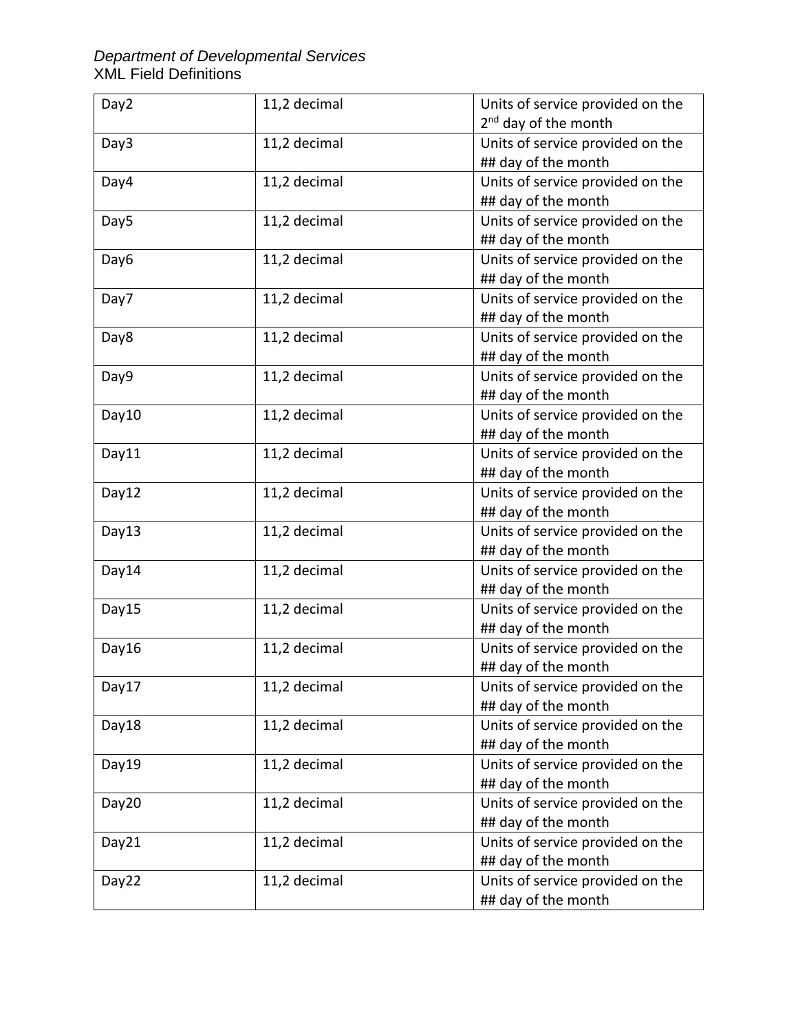| Day2 | 11,2 decimal | Units of service provided on the 2nd day of the month |
|---|---|---|
| Day3 | 11,2 decimal | Units of service provided on the ## day of the month |
| Day4 | 11,2 decimal | Units of service provided on the ## day of the month |
| Day5 | 11,2 decimal | Units of service provided on the ## day of the month |
| Day6 | 11,2 decimal | Units of service provided on the ## day of the month |
| Day7 | 11,2 decimal | Units of service provided on the ## day of the month |
| Day8 | 11,2 decimal | Units of service provided on the ## day of the month |
| Day9 | 11,2 decimal | Units of service provided on the ## day of the month |
| Day10 | 11,2 decimal | Units of service provided on the ## day of the month |
| Day11 | 11,2 decimal | Units of service provided on the ## day of the month |
| Day12 | 11,2 decimal | Units of service provided on the ## day of the month |
| Day13 | 11,2 decimal | Units of service provided on the ## day of the month |
| Day14 | 11,2 decimal | Units of service provided on the ## day of the month |
| Day15 | 11,2 decimal | Units of service provided on the ## day of the month |
| Day16 | 11,2 decimal | Units of service provided on the ## day of the month |
| Day17 | 11,2 decimal | Units of service provided on the ## day of the month |
| Day18 | 11,2 decimal | Units of service provided on the ## day of the month |
| Day19 | 11,2 decimal | Units of service provided on the ## day of the month |
| Day20 | 11,2 decimal | Units of service provided on the ## day of the month |
| Day21 | 11,2 decimal | Units of service provided on the ## day of the month |
| Day22 | 11,2 decimal | Units of service provided on the ## day of the month |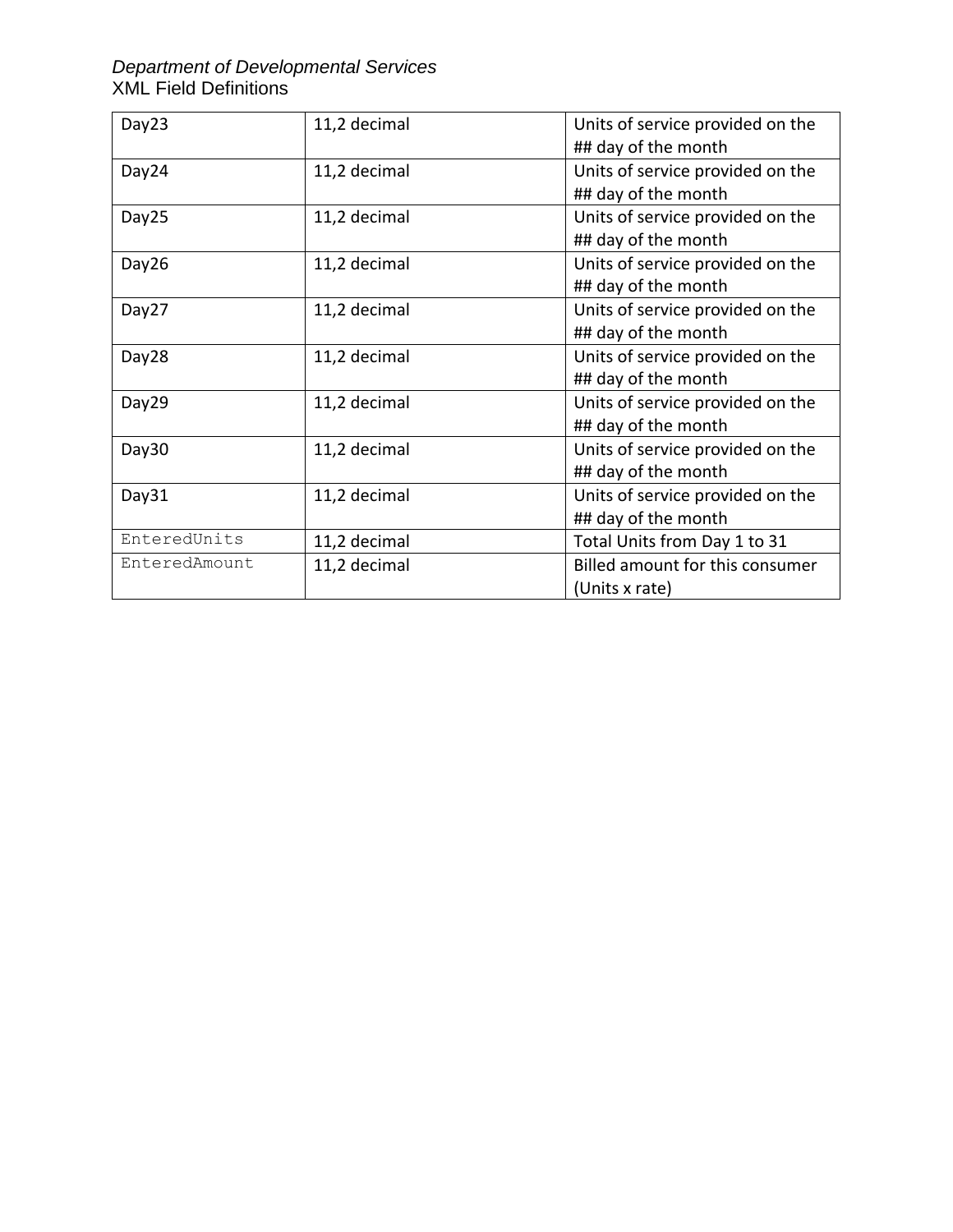| | | |
| --- | --- | --- |
| Day23 | 11,2 decimal | Units of service provided on the ## day of the month |
| Day24 | 11,2 decimal | Units of service provided on the ## day of the month |
| Day25 | 11,2 decimal | Units of service provided on the ## day of the month |
| Day26 | 11,2 decimal | Units of service provided on the ## day of the month |
| Day27 | 11,2 decimal | Units of service provided on the ## day of the month |
| Day28 | 11,2 decimal | Units of service provided on the ## day of the month |
| Day29 | 11,2 decimal | Units of service provided on the ## day of the month |
| Day30 | 11,2 decimal | Units of service provided on the ## day of the month |
| Day31 | 11,2 decimal | Units of service provided on the ## day of the month |
| EnteredUnits | 11,2 decimal | Total Units from Day 1 to 31 |
| EnteredAmount | 11,2 decimal | Billed amount for this consumer (Units x rate) |